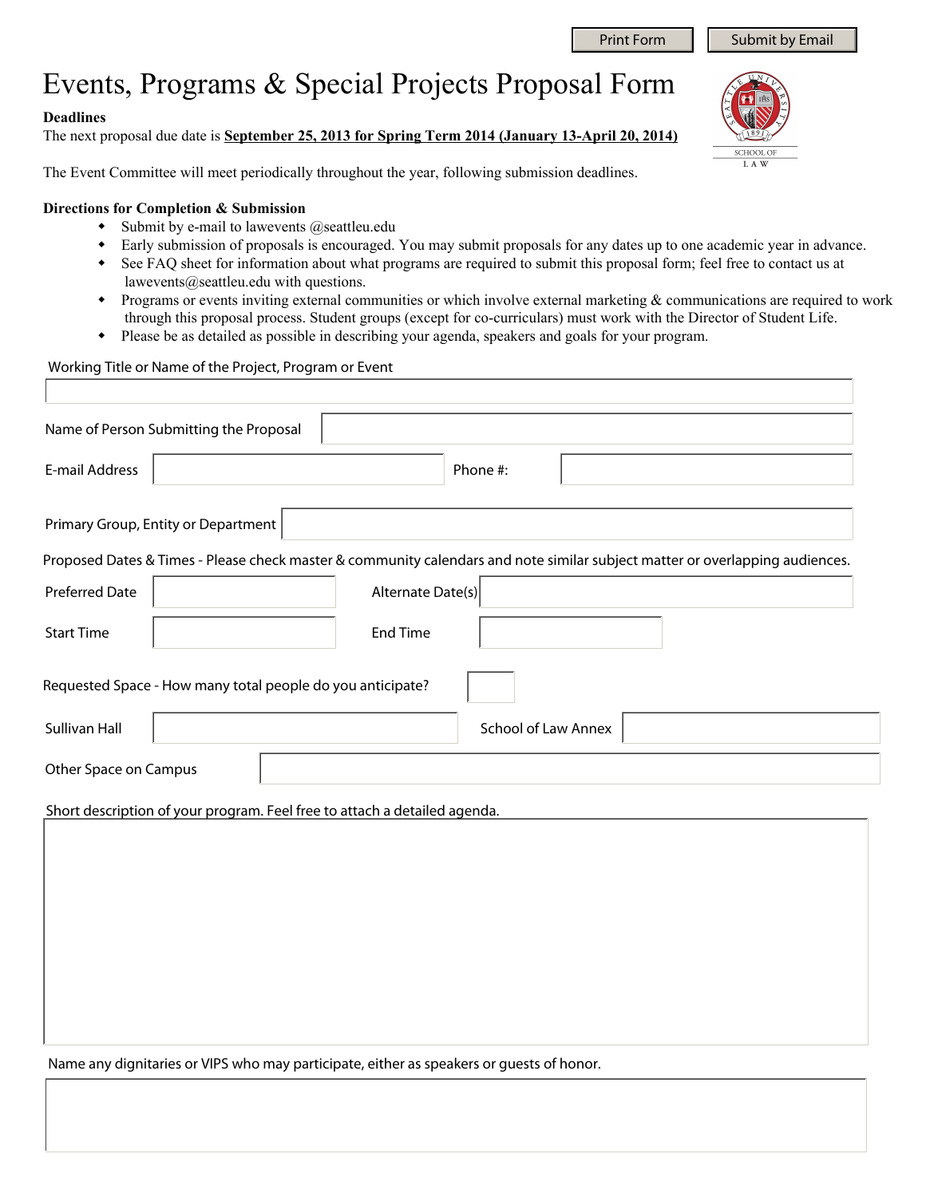Print Form | Submit by Email

# Events, Programs & Special Projects Proposal Form

**Deadlines**

The next proposal due date is **September 25, 2013 for Spring Term 2014 (January 13-April 20, 2014)**

The Event Committee will meet periodically throughout the year, following submission deadlines.

**Directions for Completion & Submission**

- Submit by e-mail to lawevents @seattleu.edu
- Early submission of proposals is encouraged. You may submit proposals for any dates up to one academic year in advance.
- See FAQ sheet for information about what programs are required to submit this proposal form; feel free to contact us at lawevents@seattleu.edu with questions.
- Programs or events inviting external communities or which involve external marketing & communications are required to work through this proposal process. Student groups (except for co-curriculars) must work with the Director of Student Life.
- Please be as detailed as possible in describing your agenda, speakers and goals for your program.

Working Title or Name of the Project, Program or Event

Name of Person Submitting the Proposal

E-mail Address

Phone #:

Primary Group, Entity or Department

Proposed Dates & Times - Please check master & community calendars and note similar subject matter or overlapping audiences.

Preferred Date

Alternate Date(s)

Start Time

End Time

Requested Space - How many total people do you anticipate?

Sullivan Hall

School of Law Annex

Other Space on Campus

Short description of your program. Feel free to attach a detailed agenda.

Name any dignitaries or VIPS who may participate, either as speakers or guests of honor.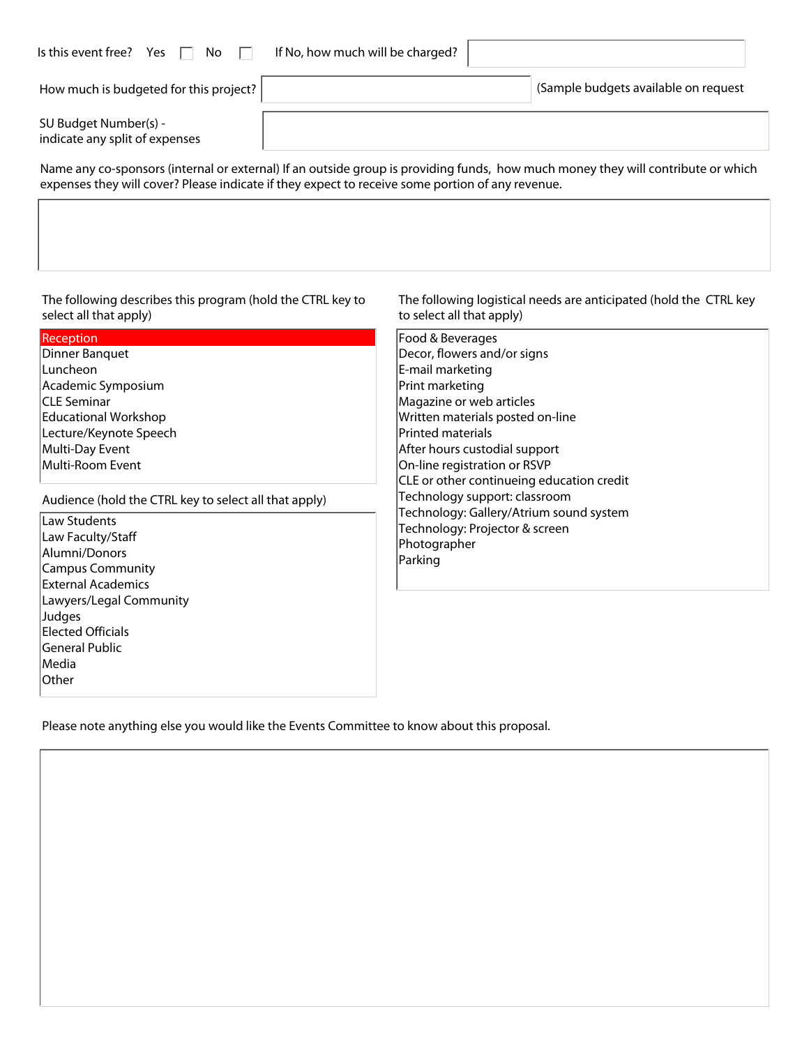Is this event free? Yes ☐ No ☐ If No, how much will be charged?

How much is budgeted for this project? (Sample budgets available on request

SU Budget Number(s) - indicate any split of expenses

Name any co-sponsors (internal or external) If an outside group is providing funds, how much money they will contribute or which expenses they will cover? Please indicate if they expect to receive some portion of any revenue.

The following describes this program (hold the CTRL key to select all that apply)

- Reception
- Dinner Banquet
- Luncheon
- Academic Symposium
- CLE Seminar
- Educational Workshop
- Lecture/Keynote Speech
- Multi-Day Event
- Multi-Room Event

Audience (hold the CTRL key to select all that apply)

- Law Students
- Law Faculty/Staff
- Alumni/Donors
- Campus Community
- External Academics
- Lawyers/Legal Community
- Judges
- Elected Officials
- General Public
- Media
- Other

The following logistical needs are anticipated (hold the CTRL key to select all that apply)

- Food & Beverages
- Decor, flowers and/or signs
- E-mail marketing
- Print marketing
- Magazine or web articles
- Written materials posted on-line
- Printed materials
- After hours custodial support
- On-line registration or RSVP
- CLE or other continueing education credit
- Technology support: classroom
- Technology: Gallery/Atrium sound system
- Technology: Projector & screen
- Photographer
- Parking

Please note anything else you would like the Events Committee to know about this proposal.